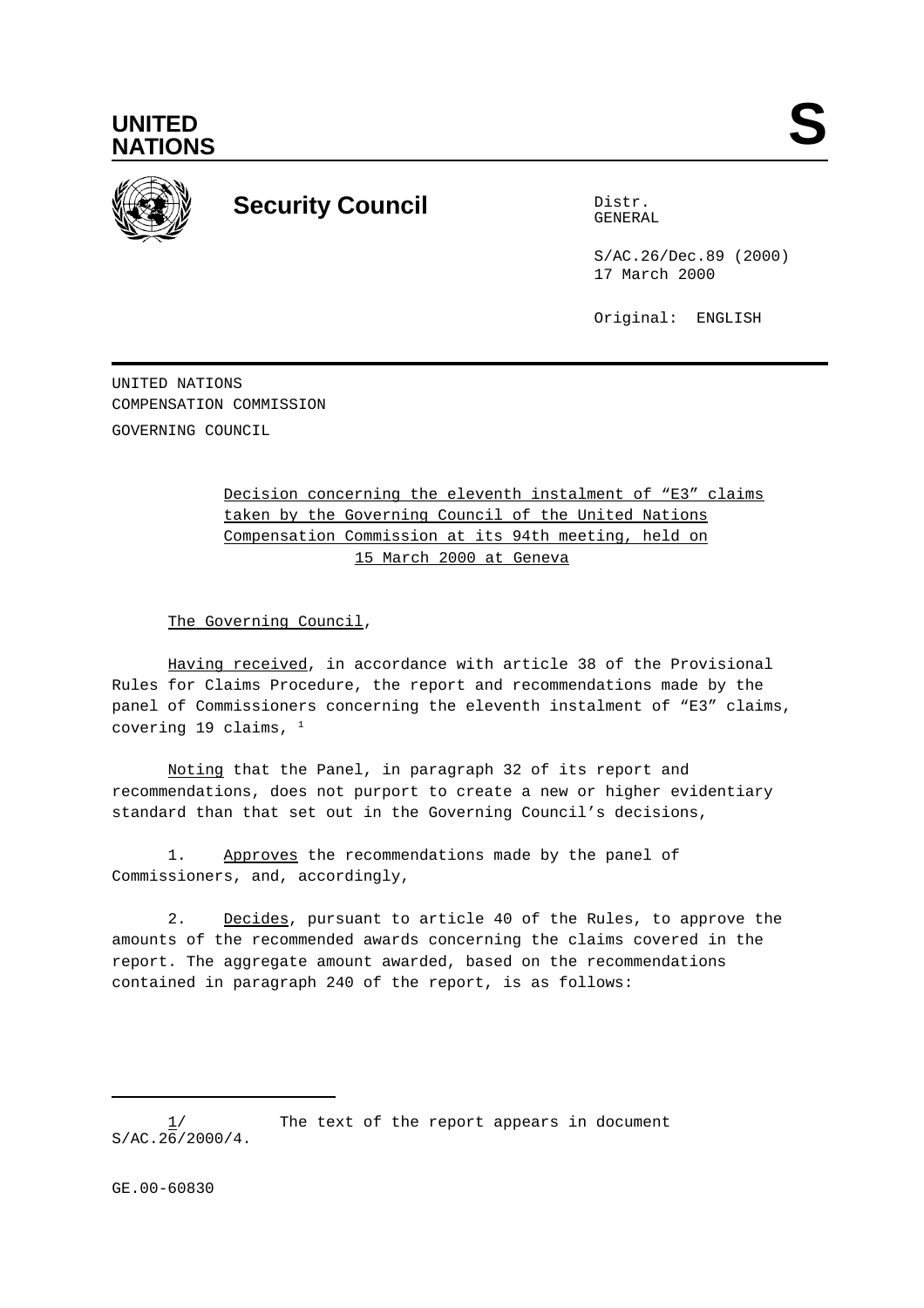UNITED NATIONS

**S**

# Security Council

Distr.
GENERAL

S/AC.26/Dec.89 (2000)
17 March 2000

Original: ENGLISH

UNITED NATIONS
COMPENSATION COMMISSION
GOVERNING COUNCIL

Decision concerning the eleventh instalment of “E3” claims taken by the Governing Council of the United Nations Compensation Commission at its 94th meeting, held on 15 March 2000 at Geneva

The Governing Council,

Having received, in accordance with article 38 of the Provisional Rules for Claims Procedure, the report and recommendations made by the panel of Commissioners concerning the eleventh instalment of “E3” claims, covering 19 claims, [1]

Noting that the Panel, in paragraph 32 of its report and recommendations, does not purport to create a new or higher evidentiary standard than that set out in the Governing Council’s decisions,

1. Approves the recommendations made by the panel of Commissioners, and, accordingly,

2. Decides, pursuant to article 40 of the Rules, to approve the amounts of the recommended awards concerning the claims covered in the report. The aggregate amount awarded, based on the recommendations contained in paragraph 240 of the report, is as follows:

---

1/ The text of the report appears in document S/AC.26/2000/4.

GE.00-60830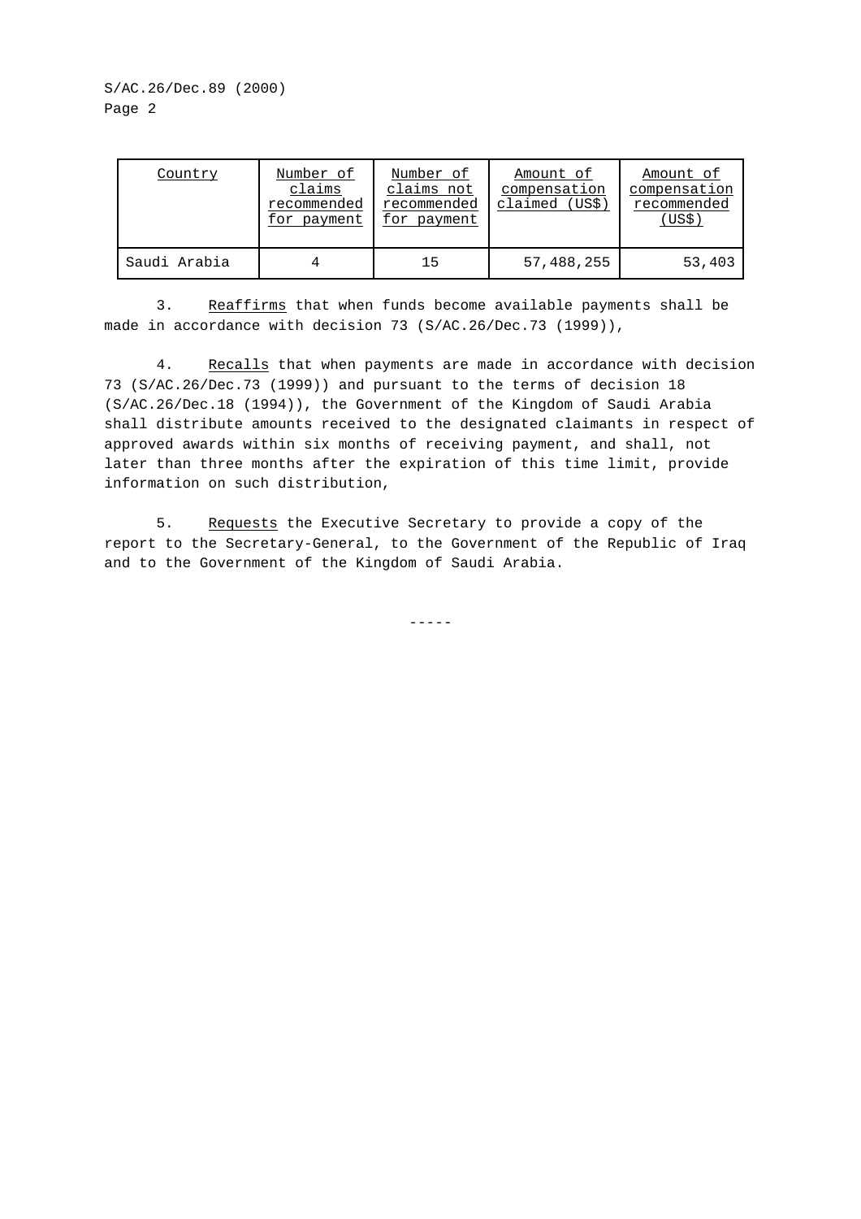| Country | Number of claims recommended for payment | Number of claims not recommended for payment | Amount of compensation claimed (US$) | Amount of compensation recommended (US$) |
|---|---|---|---|---|
| Saudi Arabia | 4 | 15 | 57,488,255 | 53,403 |

3. Reaffirms that when funds become available payments shall be made in accordance with decision 73 (S/AC.26/Dec.73 (1999)),

4. Recalls that when payments are made in accordance with decision 73 (S/AC.26/Dec.73 (1999)) and pursuant to the terms of decision 18 (S/AC.26/Dec.18 (1994)), the Government of the Kingdom of Saudi Arabia shall distribute amounts received to the designated claimants in respect of approved awards within six months of receiving payment, and shall, not later than three months after the expiration of this time limit, provide information on such distribution,

5. Requests the Executive Secretary to provide a copy of the report to the Secretary-General, to the Government of the Republic of Iraq and to the Government of the Kingdom of Saudi Arabia.

-----